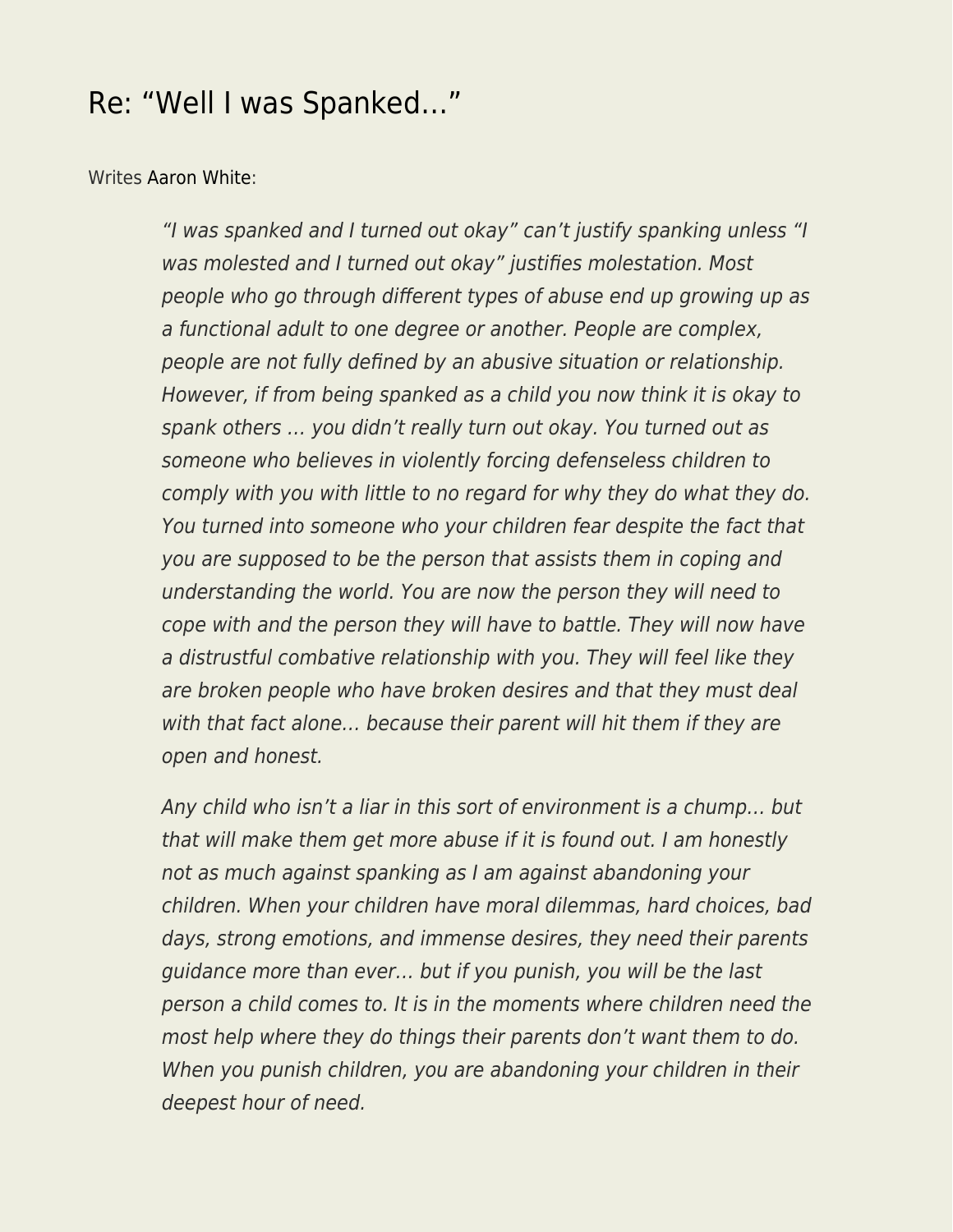# Re: “Well I was Spanked…”

Writes Aaron White:

> *“I was spanked and I turned out okay” can’t justify spanking unless “I was molested and I turned out okay” justifies molestation. Most people who go through different types of abuse end up growing up as a functional adult to one degree or another. People are complex, people are not fully defined by an abusive situation or relationship. However, if from being spanked as a child you now think it is okay to spank others … you didn’t really turn out okay. You turned out as someone who believes in violently forcing defenseless children to comply with you with little to no regard for why they do what they do. You turned into someone who your children fear despite the fact that you are supposed to be the person that assists them in coping and understanding the world. You are now the person they will need to cope with and the person they will have to battle. They will now have a distrustful combative relationship with you. They will feel like they are broken people who have broken desires and that they must deal with that fact alone… because their parent will hit them if they are open and honest.*
>
> *Any child who isn’t a liar in this sort of environment is a chump… but that will make them get more abuse if it is found out. I am honestly not as much against spanking as I am against abandoning your children. When your children have moral dilemmas, hard choices, bad days, strong emotions, and immense desires, they need their parents guidance more than ever… but if you punish, you will be the last person a child comes to. It is in the moments where children need the most help where they do things their parents don’t want them to do. When you punish children, you are abandoning your children in their deepest hour of need.*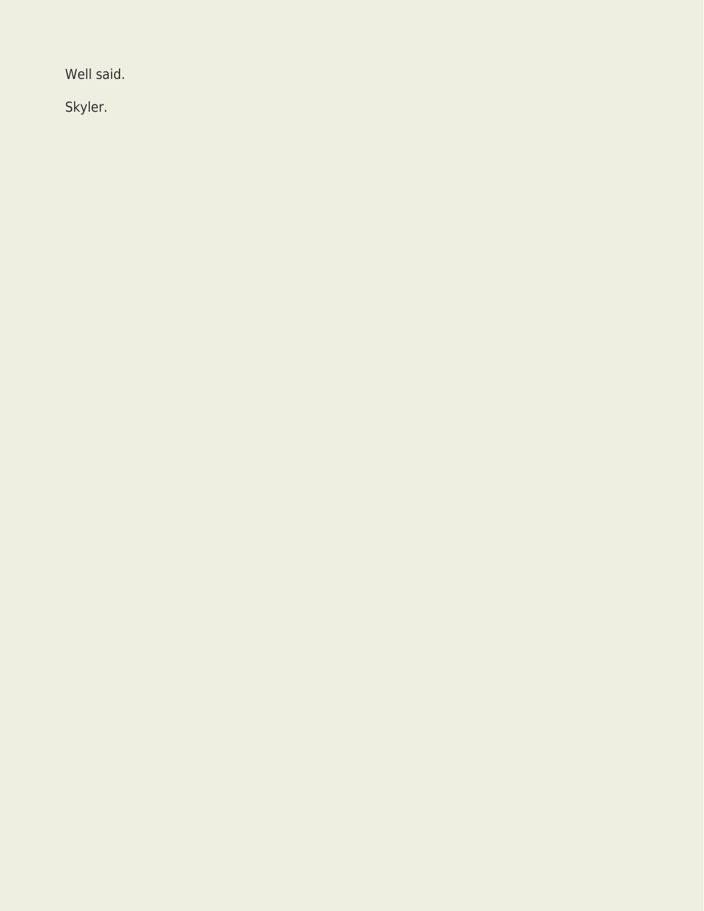Well said.

Skyler.